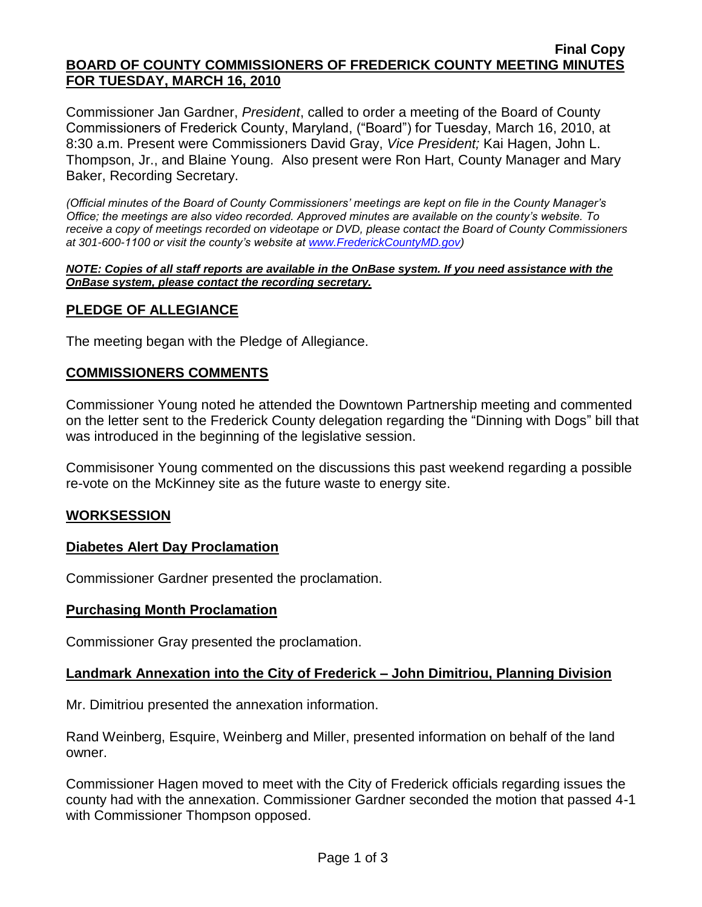**Final Copy**

**BOARD OF COUNTY COMMISSIONERS OF FREDERICK COUNTY MEETING MINUTES FOR TUESDAY, MARCH 16, 2010**

Commissioner Jan Gardner, *President*, called to order a meeting of the Board of County Commissioners of Frederick County, Maryland, ("Board") for Tuesday, March 16, 2010, at 8:30 a.m. Present were Commissioners David Gray, *Vice President;* Kai Hagen, John L. Thompson, Jr., and Blaine Young. Also present were Ron Hart, County Manager and Mary Baker, Recording Secretary.

*(Official minutes of the Board of County Commissioners' meetings are kept on file in the County Manager's Office; the meetings are also video recorded. Approved minutes are available on the county's website. To receive a copy of meetings recorded on videotape or DVD, please contact the Board of County Commissioners at 301-600-1100 or visit the county's website at www.FrederickCountyMD.gov)*

***NOTE: Copies of all staff reports are available in the OnBase system. If you need assistance with the OnBase system, please contact the recording secretary.***

## PLEDGE OF ALLEGIANCE

The meeting began with the Pledge of Allegiance.

## COMMISSIONERS COMMENTS

Commissioner Young noted he attended the Downtown Partnership meeting and commented on the letter sent to the Frederick County delegation regarding the "Dinning with Dogs" bill that was introduced in the beginning of the legislative session.

Commisisoner Young commented on the discussions this past weekend regarding a possible re-vote on the McKinney site as the future waste to energy site.

## WORKSESSION

### Diabetes Alert Day Proclamation

Commissioner Gardner presented the proclamation.

### Purchasing Month Proclamation

Commissioner Gray presented the proclamation.

### Landmark Annexation into the City of Frederick – John Dimitriou, Planning Division

Mr. Dimitriou presented the annexation information.

Rand Weinberg, Esquire, Weinberg and Miller, presented information on behalf of the land owner.

Commissioner Hagen moved to meet with the City of Frederick officials regarding issues the county had with the annexation. Commissioner Gardner seconded the motion that passed 4-1 with Commissioner Thompson opposed.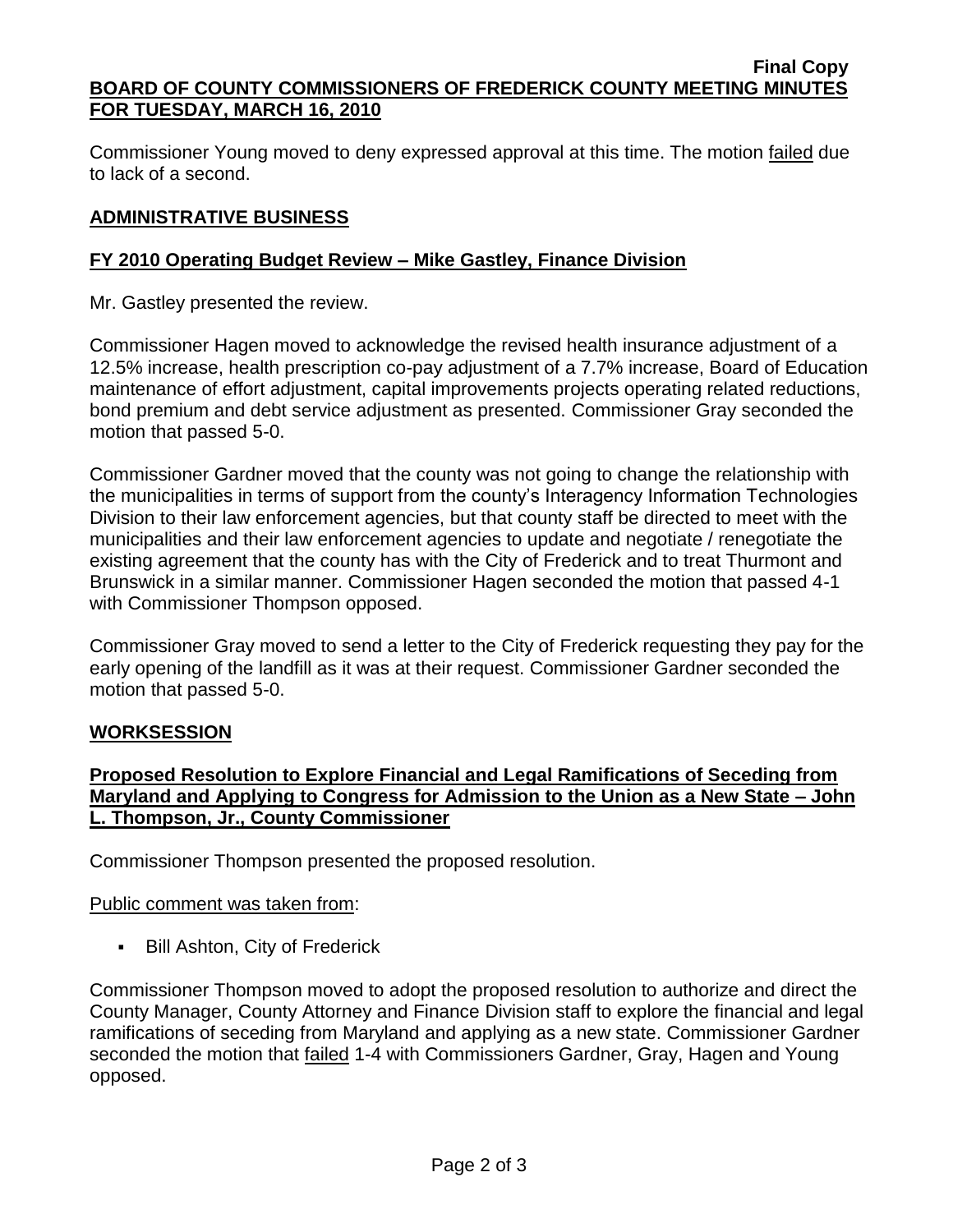Commissioner Young moved to deny expressed approval at this time. The motion failed due to lack of a second.

## ADMINISTRATIVE BUSINESS

### FY 2010 Operating Budget Review – Mike Gastley, Finance Division

Mr. Gastley presented the review.

Commissioner Hagen moved to acknowledge the revised health insurance adjustment of a 12.5% increase, health prescription co-pay adjustment of a 7.7% increase, Board of Education maintenance of effort adjustment, capital improvements projects operating related reductions, bond premium and debt service adjustment as presented. Commissioner Gray seconded the motion that passed 5-0.

Commissioner Gardner moved that the county was not going to change the relationship with the municipalities in terms of support from the county's Interagency Information Technologies Division to their law enforcement agencies, but that county staff be directed to meet with the municipalities and their law enforcement agencies to update and negotiate / renegotiate the existing agreement that the county has with the City of Frederick and to treat Thurmont and Brunswick in a similar manner. Commissioner Hagen seconded the motion that passed 4-1 with Commissioner Thompson opposed.

Commissioner Gray moved to send a letter to the City of Frederick requesting they pay for the early opening of the landfill as it was at their request. Commissioner Gardner seconded the motion that passed 5-0.

## WORKSESSION

### Proposed Resolution to Explore Financial and Legal Ramifications of Seceding from Maryland and Applying to Congress for Admission to the Union as a New State – John L. Thompson, Jr., County Commissioner

Commissioner Thompson presented the proposed resolution.

Public comment was taken from:

- Bill Ashton, City of Frederick

Commissioner Thompson moved to adopt the proposed resolution to authorize and direct the County Manager, County Attorney and Finance Division staff to explore the financial and legal ramifications of seceding from Maryland and applying as a new state. Commissioner Gardner seconded the motion that failed 1-4 with Commissioners Gardner, Gray, Hagen and Young opposed.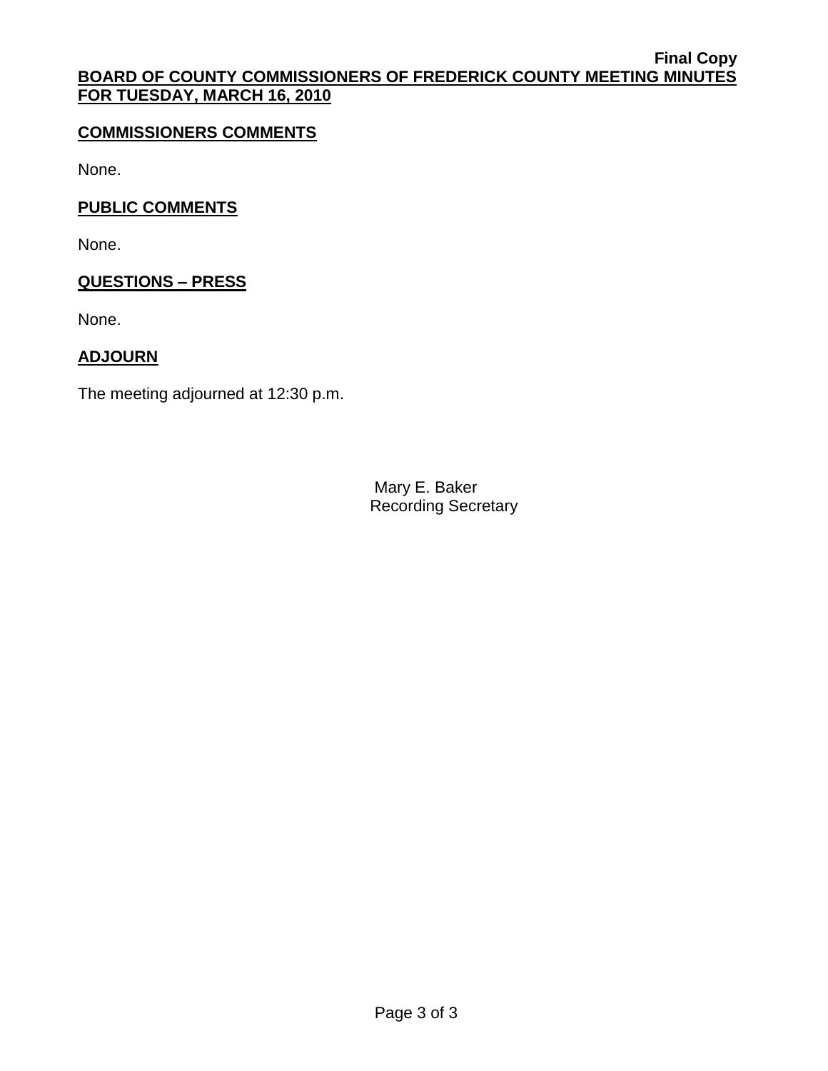## COMMISSIONERS COMMENTS

None.

## PUBLIC COMMENTS

None.

## QUESTIONS – PRESS

None.

## ADJOURN

The meeting adjourned at 12:30 p.m.

Mary E. Baker
Recording Secretary